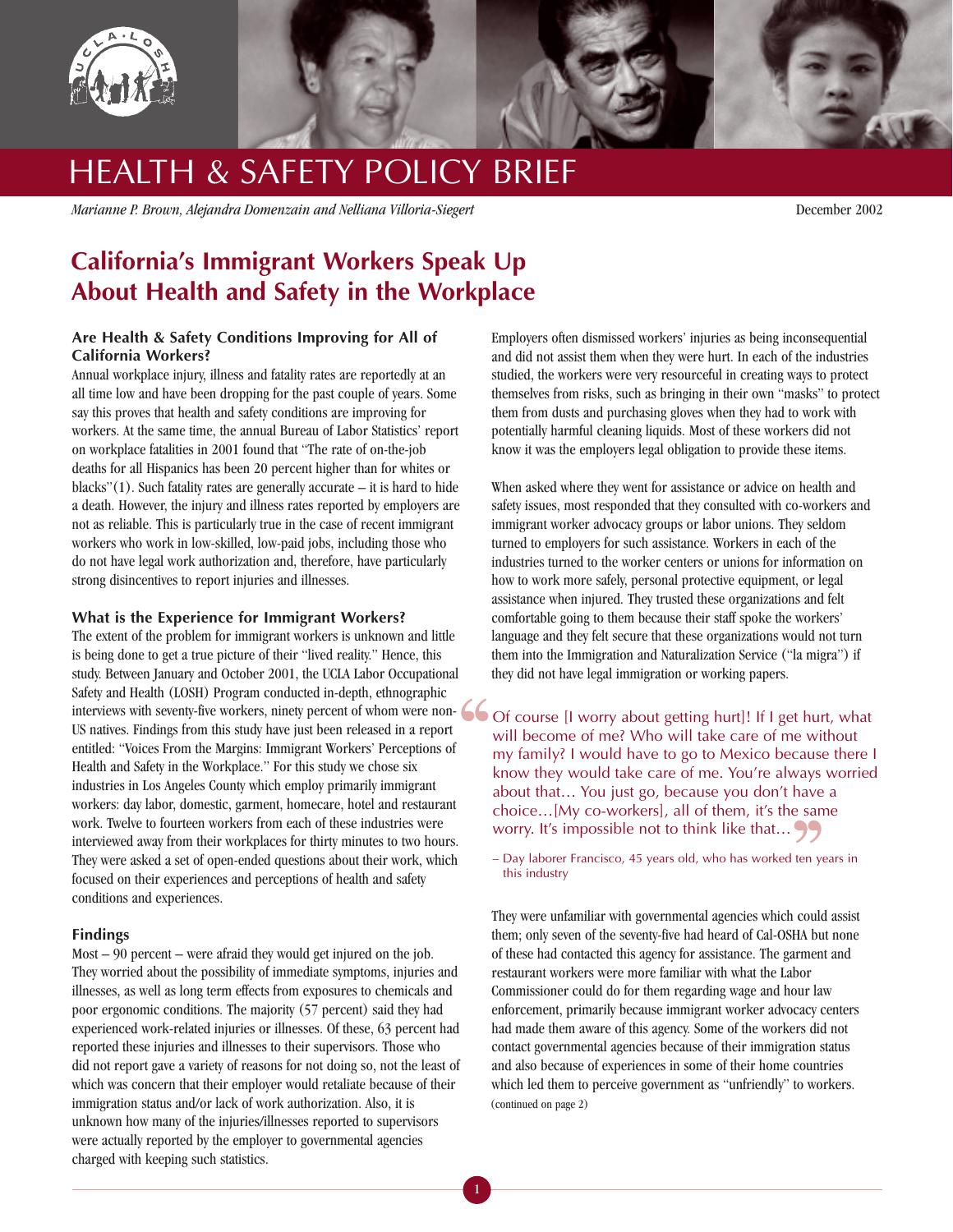# HEALTH & SAFETY POLICY BRIEF

*Marianne P. Brown, Alejandra Domenzain and Nelliana Villoria-Siegert*

December 2002

## California's Immigrant Workers Speak Up About Health and Safety in the Workplace

### Are Health & Safety Conditions Improving for All of California Workers?

Annual workplace injury, illness and fatality rates are reportedly at an all time low and have been dropping for the past couple of years. Some say this proves that health and safety conditions are improving for workers. At the same time, the annual Bureau of Labor Statistics' report on workplace fatalities in 2001 found that "The rate of on-the-job deaths for all Hispanics has been 20 percent higher than for whites or blacks"(1). Such fatality rates are generally accurate – it is hard to hide a death. However, the injury and illness rates reported by employers are not as reliable. This is particularly true in the case of recent immigrant workers who work in low-skilled, low-paid jobs, including those who do not have legal work authorization and, therefore, have particularly strong disincentives to report injuries and illnesses.

### What is the Experience for Immigrant Workers?

The extent of the problem for immigrant workers is unknown and little is being done to get a true picture of their "lived reality." Hence, this study. Between January and October 2001, the UCLA Labor Occupational Safety and Health (LOSH) Program conducted in-depth, ethnographic interviews with seventy-five workers, ninety percent of whom were non-US natives. Findings from this study have just been released in a report entitled: "Voices From the Margins: Immigrant Workers' Perceptions of Health and Safety in the Workplace." For this study we chose six industries in Los Angeles County which employ primarily immigrant workers: day labor, domestic, garment, homecare, hotel and restaurant work. Twelve to fourteen workers from each of these industries were interviewed away from their workplaces for thirty minutes to two hours. They were asked a set of open-ended questions about their work, which focused on their experiences and perceptions of health and safety conditions and experiences.

### Findings

Most – 90 percent – were afraid they would get injured on the job. They worried about the possibility of immediate symptoms, injuries and illnesses, as well as long term effects from exposures to chemicals and poor ergonomic conditions. The majority (57 percent) said they had experienced work-related injuries or illnesses. Of these, 63 percent had reported these injuries and illnesses to their supervisors. Those who did not report gave a variety of reasons for not doing so, not the least of which was concern that their employer would retaliate because of their immigration status and/or lack of work authorization. Also, it is unknown how many of the injuries/illnesses reported to supervisors were actually reported by the employer to governmental agencies charged with keeping such statistics.

Employers often dismissed workers' injuries as being inconsequential and did not assist them when they were hurt. In each of the industries studied, the workers were very resourceful in creating ways to protect themselves from risks, such as bringing in their own "masks" to protect them from dusts and purchasing gloves when they had to work with potentially harmful cleaning liquids. Most of these workers did not know it was the employers legal obligation to provide these items.

When asked where they went for assistance or advice on health and safety issues, most responded that they consulted with co-workers and immigrant worker advocacy groups or labor unions. They seldom turned to employers for such assistance. Workers in each of the industries turned to the worker centers or unions for information on how to work more safely, personal protective equipment, or legal assistance when injured. They trusted these organizations and felt comfortable going to them because their staff spoke the workers' language and they felt secure that these organizations would not turn them into the Immigration and Naturalization Service ("la migra") if they did not have legal immigration or working papers.

> "Of course [I worry about getting hurt]! If I get hurt, what will become of me? Who will take care of me without my family? I would have to go to Mexico because there I know they would take care of me. You're always worried about that… You just go, because you don't have a choice…[My co-workers], all of them, it's the same worry. It's impossible not to think like that…"
>
> – Day laborer Francisco, 45 years old, who has worked ten years in this industry

They were unfamiliar with governmental agencies which could assist them; only seven of the seventy-five had heard of Cal-OSHA but none of these had contacted this agency for assistance. The garment and restaurant workers were more familiar with what the Labor Commissioner could do for them regarding wage and hour law enforcement, primarily because immigrant worker advocacy centers had made them aware of this agency. Some of the workers did not contact governmental agencies because of their immigration status and also because of experiences in some of their home countries which led them to perceive government as "unfriendly" to workers.
(continued on page 2)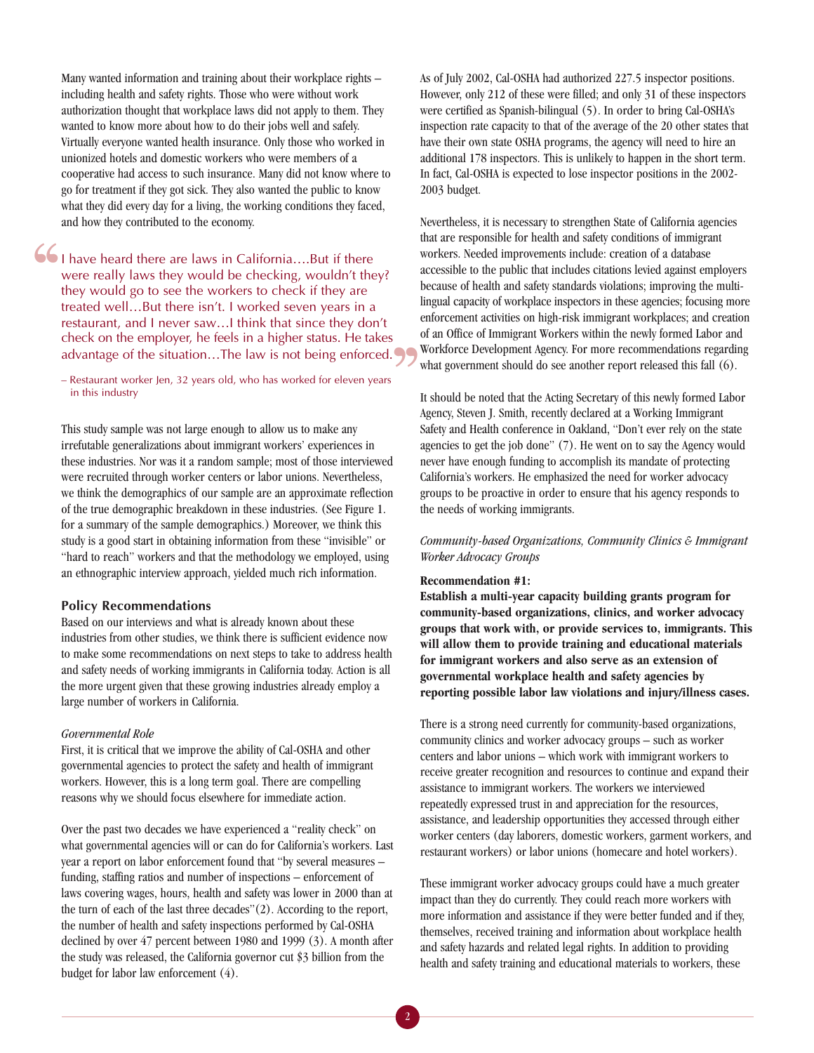Many wanted information and training about their workplace rights – including health and safety rights. Those who were without work authorization thought that workplace laws did not apply to them. They wanted to know more about how to do their jobs well and safely. Virtually everyone wanted health insurance. Only those who worked in unionized hotels and domestic workers who were members of a cooperative had access to such insurance. Many did not know where to go for treatment if they got sick. They also wanted the public to know what they did every day for a living, the working conditions they faced, and how they contributed to the economy.

> "I have heard there are laws in California….But if there were really laws they would be checking, wouldn't they? they would go to see the workers to check if they are treated well…But there isn't. I worked seven years in a restaurant, and I never saw…I think that since they don't check on the employer, he feels in a higher status. He takes advantage of the situation…The law is not being enforced."
>
> – Restaurant worker Jen, 32 years old, who has worked for eleven years in this industry

This study sample was not large enough to allow us to make any irrefutable generalizations about immigrant workers' experiences in these industries. Nor was it a random sample; most of those interviewed were recruited through worker centers or labor unions. Nevertheless, we think the demographics of our sample are an approximate reflection of the true demographic breakdown in these industries. (See Figure 1. for a summary of the sample demographics.) Moreover, we think this study is a good start in obtaining information from these "invisible" or "hard to reach" workers and that the methodology we employed, using an ethnographic interview approach, yielded much rich information.

## Policy Recommendations

Based on our interviews and what is already known about these industries from other studies, we think there is sufficient evidence now to make some recommendations on next steps to take to address health and safety needs of working immigrants in California today. Action is all the more urgent given that these growing industries already employ a large number of workers in California.

*Governmental Role*

First, it is critical that we improve the ability of Cal-OSHA and other governmental agencies to protect the safety and health of immigrant workers. However, this is a long term goal. There are compelling reasons why we should focus elsewhere for immediate action.

Over the past two decades we have experienced a "reality check" on what governmental agencies will or can do for California's workers. Last year a report on labor enforcement found that "by several measures – funding, staffing ratios and number of inspections – enforcement of laws covering wages, hours, health and safety was lower in 2000 than at the turn of each of the last three decades"(2). According to the report, the number of health and safety inspections performed by Cal-OSHA declined by over 47 percent between 1980 and 1999 (3). A month after the study was released, the California governor cut $3 billion from the budget for labor law enforcement (4).

As of July 2002, Cal-OSHA had authorized 227.5 inspector positions. However, only 212 of these were filled; and only 31 of these inspectors were certified as Spanish-bilingual (5). In order to bring Cal-OSHA's inspection rate capacity to that of the average of the 20 other states that have their own state OSHA programs, the agency will need to hire an additional 178 inspectors. This is unlikely to happen in the short term. In fact, Cal-OSHA is expected to lose inspector positions in the 2002-2003 budget.

Nevertheless, it is necessary to strengthen State of California agencies that are responsible for health and safety conditions of immigrant workers. Needed improvements include: creation of a database accessible to the public that includes citations levied against employers because of health and safety standards violations; improving the multi-lingual capacity of workplace inspectors in these agencies; focusing more enforcement activities on high-risk immigrant workplaces; and creation of an Office of Immigrant Workers within the newly formed Labor and Workforce Development Agency. For more recommendations regarding what government should do see another report released this fall (6).

It should be noted that the Acting Secretary of this newly formed Labor Agency, Steven J. Smith, recently declared at a Working Immigrant Safety and Health conference in Oakland, "Don't ever rely on the state agencies to get the job done" (7). He went on to say the Agency would never have enough funding to accomplish its mandate of protecting California's workers. He emphasized the need for worker advocacy groups to be proactive in order to ensure that his agency responds to the needs of working immigrants.

*Community-based Organizations, Community Clinics & Immigrant Worker Advocacy Groups*

**Recommendation #1:**

**Establish a multi-year capacity building grants program for community-based organizations, clinics, and worker advocacy groups that work with, or provide services to, immigrants. This will allow them to provide training and educational materials for immigrant workers and also serve as an extension of governmental workplace health and safety agencies by reporting possible labor law violations and injury/illness cases.**

There is a strong need currently for community-based organizations, community clinics and worker advocacy groups – such as worker centers and labor unions – which work with immigrant workers to receive greater recognition and resources to continue and expand their assistance to immigrant workers. The workers we interviewed repeatedly expressed trust in and appreciation for the resources, assistance, and leadership opportunities they accessed through either worker centers (day laborers, domestic workers, garment workers, and restaurant workers) or labor unions (homecare and hotel workers).

These immigrant worker advocacy groups could have a much greater impact than they do currently. They could reach more workers with more information and assistance if they were better funded and if they, themselves, received training and information about workplace health and safety hazards and related legal rights. In addition to providing health and safety training and educational materials to workers, these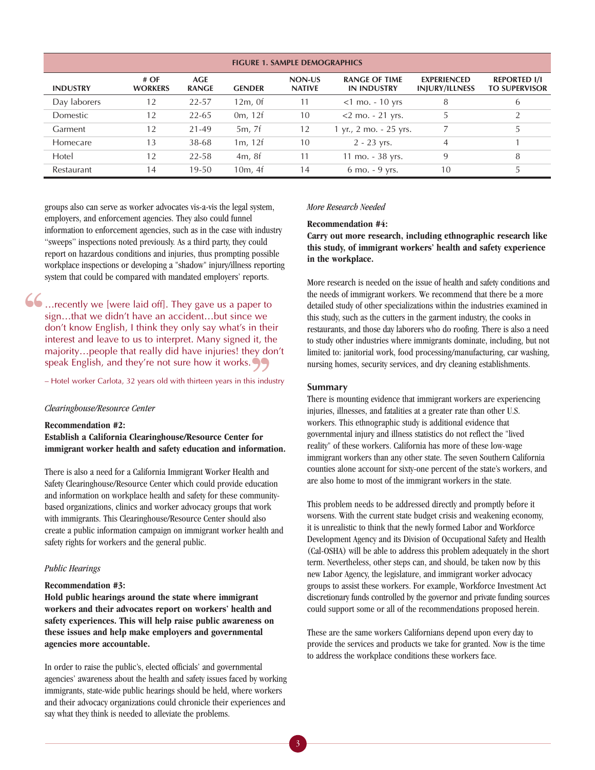**FIGURE 1. SAMPLE DEMOGRAPHICS**

| INDUSTRY | # OF WORKERS | AGE RANGE | GENDER | NON-US NATIVE | RANGE OF TIME IN INDUSTRY | EXPERIENCED INJURY/ILLNESS | REPORTED I/I TO SUPERVISOR |
|---|---|---|---|---|---|---|---|
| Day laborers | 12 | 22-57 | 12m, 0f | 11 | <1 mo. - 10 yrs | 8 | 6 |
| Domestic | 12 | 22-65 | 0m, 12f | 10 | <2 mo. - 21 yrs. | 5 | 2 |
| Garment | 12 | 21-49 | 5m, 7f | 12 | 1 yr., 2 mo. - 25 yrs. | 7 | 5 |
| Homecare | 13 | 38-68 | 1m, 12f | 10 | 2 - 23 yrs. | 4 | 1 |
| Hotel | 12 | 22-58 | 4m, 8f | 11 | 11 mo. - 38 yrs. | 9 | 8 |
| Restaurant | 14 | 19-50 | 10m, 4f | 14 | 6 mo. - 9 yrs. | 10 | 5 |

groups also can serve as worker advocates vis-a-vis the legal system, employers, and enforcement agencies. They also could funnel information to enforcement agencies, such as in the case with industry "sweeps" inspections noted previously. As a third party, they could report on hazardous conditions and injuries, thus prompting possible workplace inspections or developing a "shadow" injury/illness reporting system that could be compared with mandated employers' reports.

> "…recently we [were laid off]. They gave us a paper to sign…that we didn't have an accident…but since we don't know English, I think they only say what's in their interest and leave to us to interpret. Many signed it, the majority…people that really did have injuries! they don't speak English, and they're not sure how it works."
>
> – Hotel worker Carlota, 32 years old with thirteen years in this industry

*Clearinghouse/Resource Center*

**Recommendation #2:**
**Establish a California Clearinghouse/Resource Center for immigrant worker health and safety education and information.**

There is also a need for a California Immigrant Worker Health and Safety Clearinghouse/Resource Center which could provide education and information on workplace health and safety for these community-based organizations, clinics and worker advocacy groups that work with immigrants. This Clearinghouse/Resource Center should also create a public information campaign on immigrant worker health and safety rights for workers and the general public.

*Public Hearings*

**Recommendation #3:**
**Hold public hearings around the state where immigrant workers and their advocates report on workers' health and safety experiences. This will help raise public awareness on these issues and help make employers and governmental agencies more accountable.**

In order to raise the public's, elected officials' and governmental agencies' awareness about the health and safety issues faced by working immigrants, state-wide public hearings should be held, where workers and their advocacy organizations could chronicle their experiences and say what they think is needed to alleviate the problems.

*More Research Needed*

**Recommendation #4:**
**Carry out more research, including ethnographic research like this study, of immigrant workers' health and safety experience in the workplace.**

More research is needed on the issue of health and safety conditions and the needs of immigrant workers. We recommend that there be a more detailed study of other specializations within the industries examined in this study, such as the cutters in the garment industry, the cooks in restaurants, and those day laborers who do roofing. There is also a need to study other industries where immigrants dominate, including, but not limited to: janitorial work, food processing/manufacturing, car washing, nursing homes, security services, and dry cleaning establishments.

## Summary

There is mounting evidence that immigrant workers are experiencing injuries, illnesses, and fatalities at a greater rate than other U.S. workers. This ethnographic study is additional evidence that governmental injury and illness statistics do not reflect the "lived reality" of these workers. California has more of these low-wage immigrant workers than any other state. The seven Southern California counties alone account for sixty-one percent of the state's workers, and are also home to most of the immigrant workers in the state.

This problem needs to be addressed directly and promptly before it worsens. With the current state budget crisis and weakening economy, it is unrealistic to think that the newly formed Labor and Workforce Development Agency and its Division of Occupational Safety and Health (Cal-OSHA) will be able to address this problem adequately in the short term. Nevertheless, other steps can, and should, be taken now by this new Labor Agency, the legislature, and immigrant worker advocacy groups to assist these workers. For example, Workforce Investment Act discretionary funds controlled by the governor and private funding sources could support some or all of the recommendations proposed herein.

These are the same workers Californians depend upon every day to provide the services and products we take for granted. Now is the time to address the workplace conditions these workers face.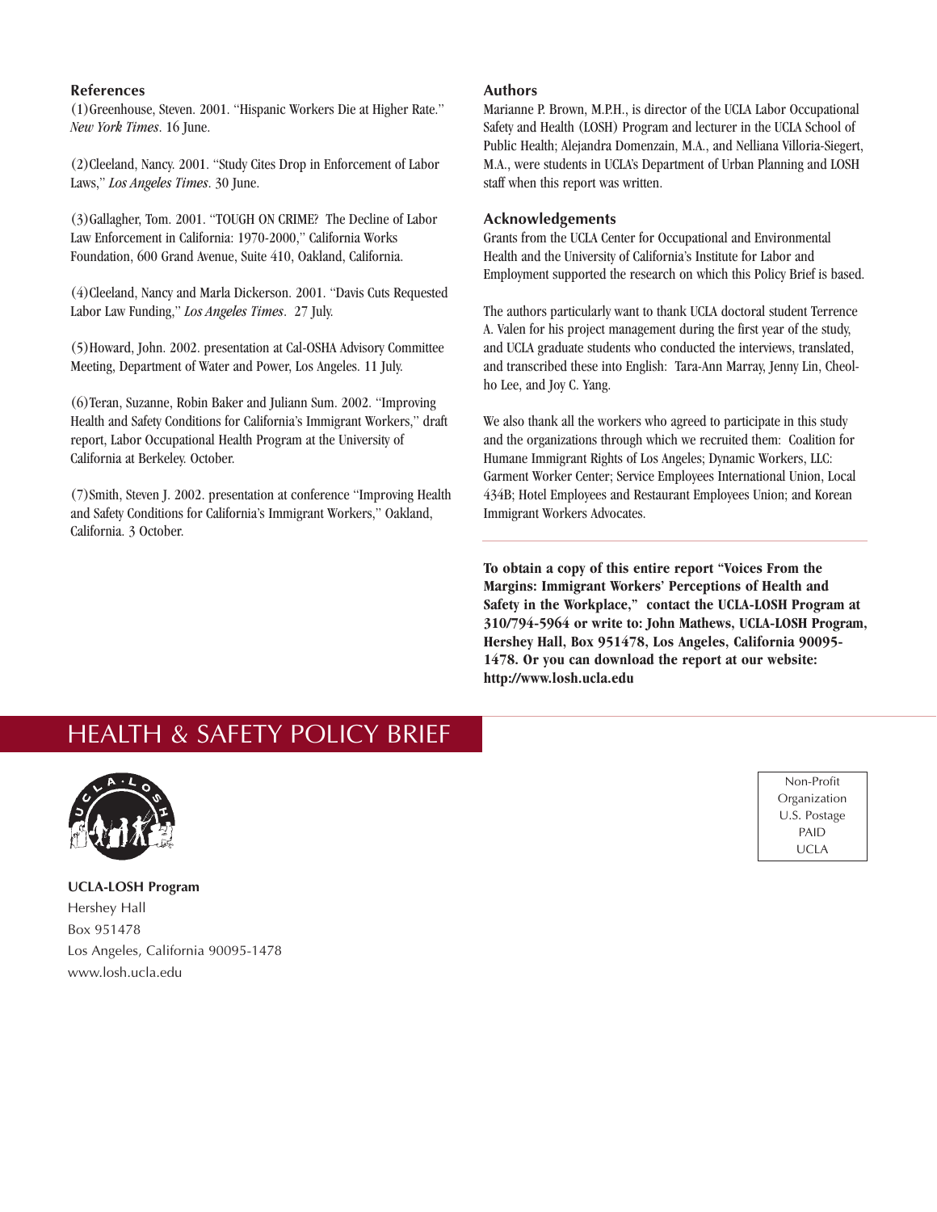## References

(1) Greenhouse, Steven. 2001. "Hispanic Workers Die at Higher Rate." *New York Times*. 16 June.

(2) Cleeland, Nancy. 2001. "Study Cites Drop in Enforcement of Labor Laws," *Los Angeles Times*. 30 June.

(3) Gallagher, Tom. 2001. "TOUGH ON CRIME? The Decline of Labor Law Enforcement in California: 1970-2000," California Works Foundation, 600 Grand Avenue, Suite 410, Oakland, California.

(4) Cleeland, Nancy and Marla Dickerson. 2001. "Davis Cuts Requested Labor Law Funding," *Los Angeles Times*. 27 July.

(5) Howard, John. 2002. presentation at Cal-OSHA Advisory Committee Meeting, Department of Water and Power, Los Angeles. 11 July.

(6) Teran, Suzanne, Robin Baker and Juliann Sum. 2002. "Improving Health and Safety Conditions for California's Immigrant Workers," draft report, Labor Occupational Health Program at the University of California at Berkeley. October.

(7) Smith, Steven J. 2002. presentation at conference "Improving Health and Safety Conditions for California's Immigrant Workers," Oakland, California. 3 October.

## Authors

Marianne P. Brown, M.P.H., is director of the UCLA Labor Occupational Safety and Health (LOSH) Program and lecturer in the UCLA School of Public Health; Alejandra Domenzain, M.A., and Nelliana Villoria-Siegert, M.A., were students in UCLA's Department of Urban Planning and LOSH staff when this report was written.

## Acknowledgements

Grants from the UCLA Center for Occupational and Environmental Health and the University of California's Institute for Labor and Employment supported the research on which this Policy Brief is based.

The authors particularly want to thank UCLA doctoral student Terrence A. Valen for his project management during the first year of the study, and UCLA graduate students who conducted the interviews, translated, and transcribed these into English: Tara-Ann Marray, Jenny Lin, Cheol-ho Lee, and Joy C. Yang.

We also thank all the workers who agreed to participate in this study and the organizations through which we recruited them: Coalition for Humane Immigrant Rights of Los Angeles; Dynamic Workers, LLC: Garment Worker Center; Service Employees International Union, Local 434B; Hotel Employees and Restaurant Employees Union; and Korean Immigrant Workers Advocates.

**To obtain a copy of this entire report "Voices From the Margins: Immigrant Workers' Perceptions of Health and Safety in the Workplace," contact the UCLA-LOSH Program at 310/794-5964 or write to: John Mathews, UCLA-LOSH Program, Hershey Hall, Box 951478, Los Angeles, California 90095-1478. Or you can download the report at our website: http://www.losh.ucla.edu**

# HEALTH & SAFETY POLICY BRIEF

**UCLA-LOSH Program**
Hershey Hall
Box 951478
Los Angeles, California 90095-1478
www.losh.ucla.edu

Non-Profit
Organization
U.S. Postage
PAID
UCLA